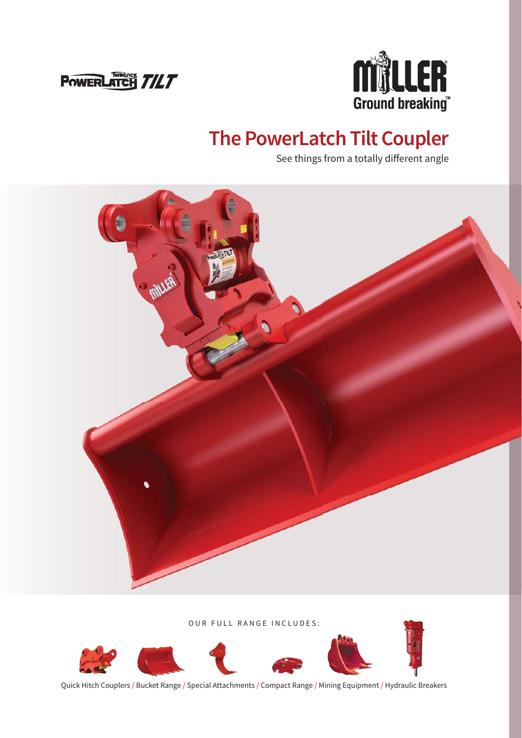POWERLATCH TWINLOCK TILT

MILLER Ground breaking™

# The PowerLatch Tilt Coupler

See things from a totally different angle

OUR FULL RANGE INCLUDES:

Quick Hitch Couplers / Bucket Range / Special Attachments / Compact Range / Mining Equipment / Hydraulic Breakers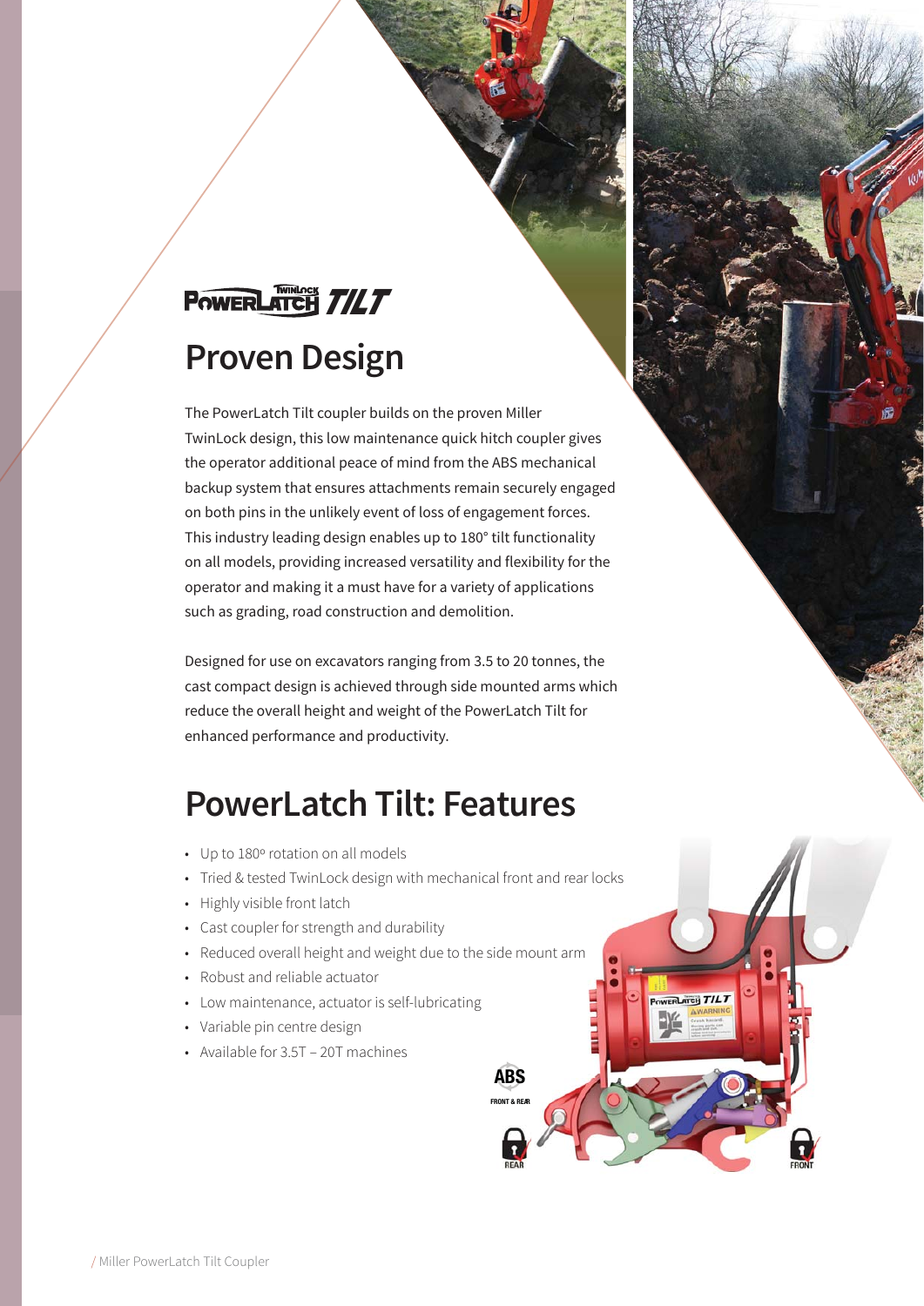## PowerLatch TwinLock TILT

# Proven Design

The PowerLatch Tilt coupler builds on the proven Miller TwinLock design, this low maintenance quick hitch coupler gives the operator additional peace of mind from the ABS mechanical backup system that ensures attachments remain securely engaged on both pins in the unlikely event of loss of engagement forces. This industry leading design enables up to 180° tilt functionality on all models, providing increased versatility and flexibility for the operator and making it a must have for a variety of applications such as grading, road construction and demolition.

Designed for use on excavators ranging from 3.5 to 20 tonnes, the cast compact design is achieved through side mounted arms which reduce the overall height and weight of the PowerLatch Tilt for enhanced performance and productivity.

# PowerLatch Tilt: Features

- Up to 180º rotation on all models
- Tried & tested TwinLock design with mechanical front and rear locks
- Highly visible front latch
- Cast coupler for strength and durability
- Reduced overall height and weight due to the side mount arm
- Robust and reliable actuator
- Low maintenance, actuator is self-lubricating
- Variable pin centre design
- Available for 3.5T – 20T machines

ABS FRONT & REAR

REAR

FRONT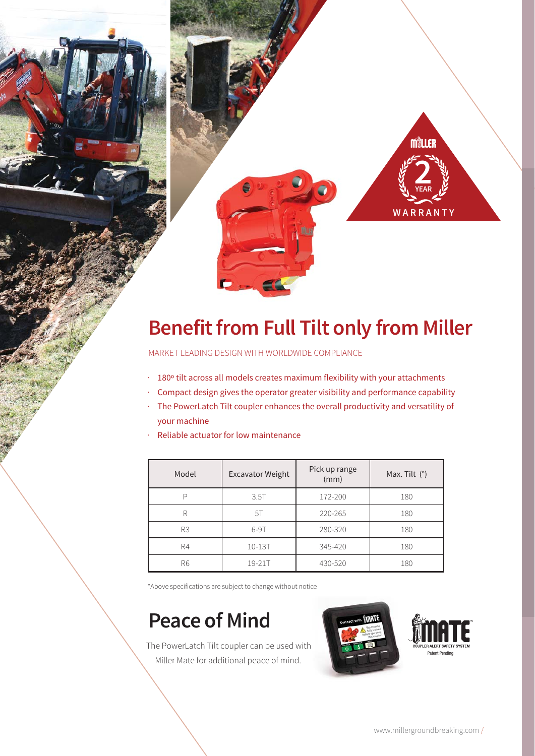# Benefit from Full Tilt only from Miller

MARKET LEADING DESIGN WITH WORLDWIDE COMPLIANCE

- 180º tilt across all models creates maximum flexibility with your attachments
- Compact design gives the operator greater visibility and performance capability
- The PowerLatch Tilt coupler enhances the overall productivity and versatility of your machine
- Reliable actuator for low maintenance

| Model | Excavator Weight | Pick up range (mm) | Max. Tilt (°) |
|---|---|---|---|
| P | 3.5T | 172-200 | 180 |
| R | 5T | 220-265 | 180 |
| R3 | 6-9T | 280-320 | 180 |
| R4 | 10-13T | 345-420 | 180 |
| R6 | 19-21T | 430-520 | 180 |

*Above specifications are subject to change without notice

## Peace of Mind

The PowerLatch Tilt coupler can be used with Miller Mate for additional peace of mind.

MATE™ COUPLER ALERT SAFETY SYSTEM
Patent Pending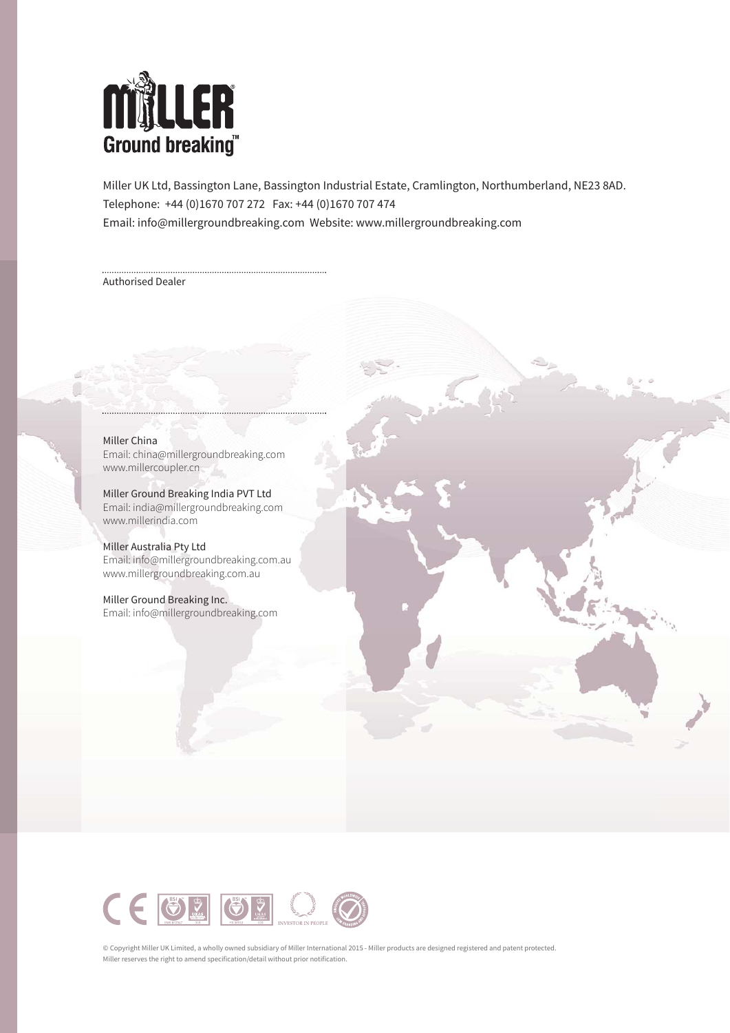Miller UK Ltd, Bassington Lane, Bassington Industrial Estate, Cramlington, Northumberland, NE23 8AD.
Telephone: +44 (0)1670 707 272 Fax: +44 (0)1670 707 474
Email: info@millergroundbreaking.com Website: www.millergroundbreaking.com

Authorised Dealer

Miller China
Email: china@millergroundbreaking.com
www.millercoupler.cn

Miller Ground Breaking India PVT Ltd
Email: india@millergroundbreaking.com
www.millerindia.com

Miller Australia Pty Ltd
Email: info@millergroundbreaking.com.au
www.millergroundbreaking.com.au

Miller Ground Breaking Inc.
Email: info@millergroundbreaking.com

© Copyright Miller UK Limited, a wholly owned subsidiary of Miller International 2015 - Miller products are designed registered and patent protected.
Miller reserves the right to amend specification/detail without prior notification.